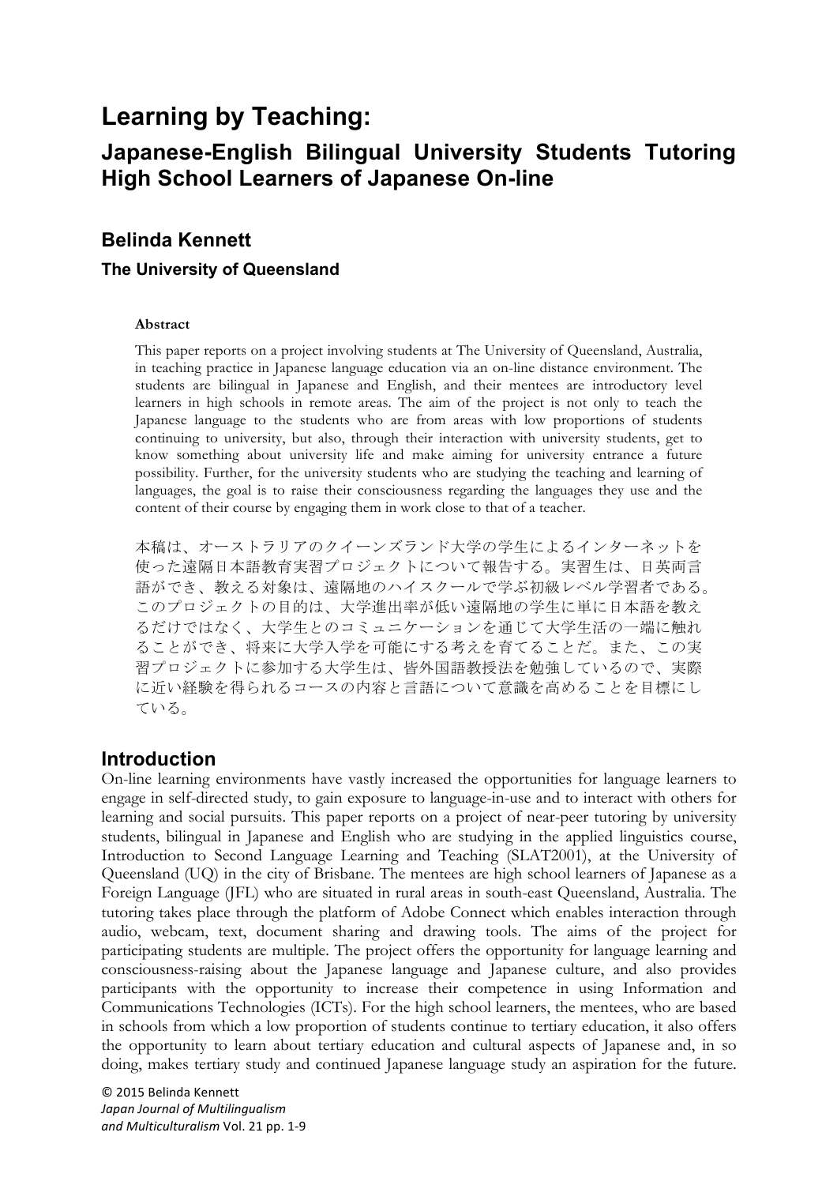# Learning by Teaching:

## Japanese-English Bilingual University Students Tutoring High School Learners of Japanese On-line

### Belinda Kennett

#### The University of Queensland

**Abstract**

This paper reports on a project involving students at The University of Queensland, Australia, in teaching practice in Japanese language education via an on-line distance environment. The students are bilingual in Japanese and English, and their mentees are introductory level learners in high schools in remote areas. The aim of the project is not only to teach the Japanese language to the students who are from areas with low proportions of students continuing to university, but also, through their interaction with university students, get to know something about university life and make aiming for university entrance a future possibility. Further, for the university students who are studying the teaching and learning of languages, the goal is to raise their consciousness regarding the languages they use and the content of their course by engaging them in work close to that of a teacher.

本稿は、オーストラリアのクイーンズランド大学の学生によるインターネットを使った遠隔日本語教育実習プロジェクトについて報告する。実習生は、日英両言語ができ、教える対象は、遠隔地のハイスクールで学ぶ初級レベル学習者である。このプロジェクトの目的は、大学進出率が低い遠隔地の学生に単に日本語を教えるだけではなく、大学生とのコミュニケーションを通じて大学生活の一端に触れることができ、将来に大学入学を可能にする考えを育てることだ。また、この実習プロジェクトに参加する大学生は、皆外国語教授法を勉強しているので、実際に近い経験を得られるコースの内容と言語について意識を高めることを目標にしている。

## Introduction

On-line learning environments have vastly increased the opportunities for language learners to engage in self-directed study, to gain exposure to language-in-use and to interact with others for learning and social pursuits. This paper reports on a project of near-peer tutoring by university students, bilingual in Japanese and English who are studying in the applied linguistics course, Introduction to Second Language Learning and Teaching (SLAT2001), at the University of Queensland (UQ) in the city of Brisbane. The mentees are high school learners of Japanese as a Foreign Language (JFL) who are situated in rural areas in south-east Queensland, Australia. The tutoring takes place through the platform of Adobe Connect which enables interaction through audio, webcam, text, document sharing and drawing tools. The aims of the project for participating students are multiple. The project offers the opportunity for language learning and consciousness-raising about the Japanese language and Japanese culture, and also provides participants with the opportunity to increase their competence in using Information and Communications Technologies (ICTs). For the high school learners, the mentees, who are based in schools from which a low proportion of students continue to tertiary education, it also offers the opportunity to learn about tertiary education and cultural aspects of Japanese and, in so doing, makes tertiary study and continued Japanese language study an aspiration for the future.

© 2015 Belinda Kennett
*Japan Journal of Multilingualism and Multiculturalism* Vol. 21 pp. 1-9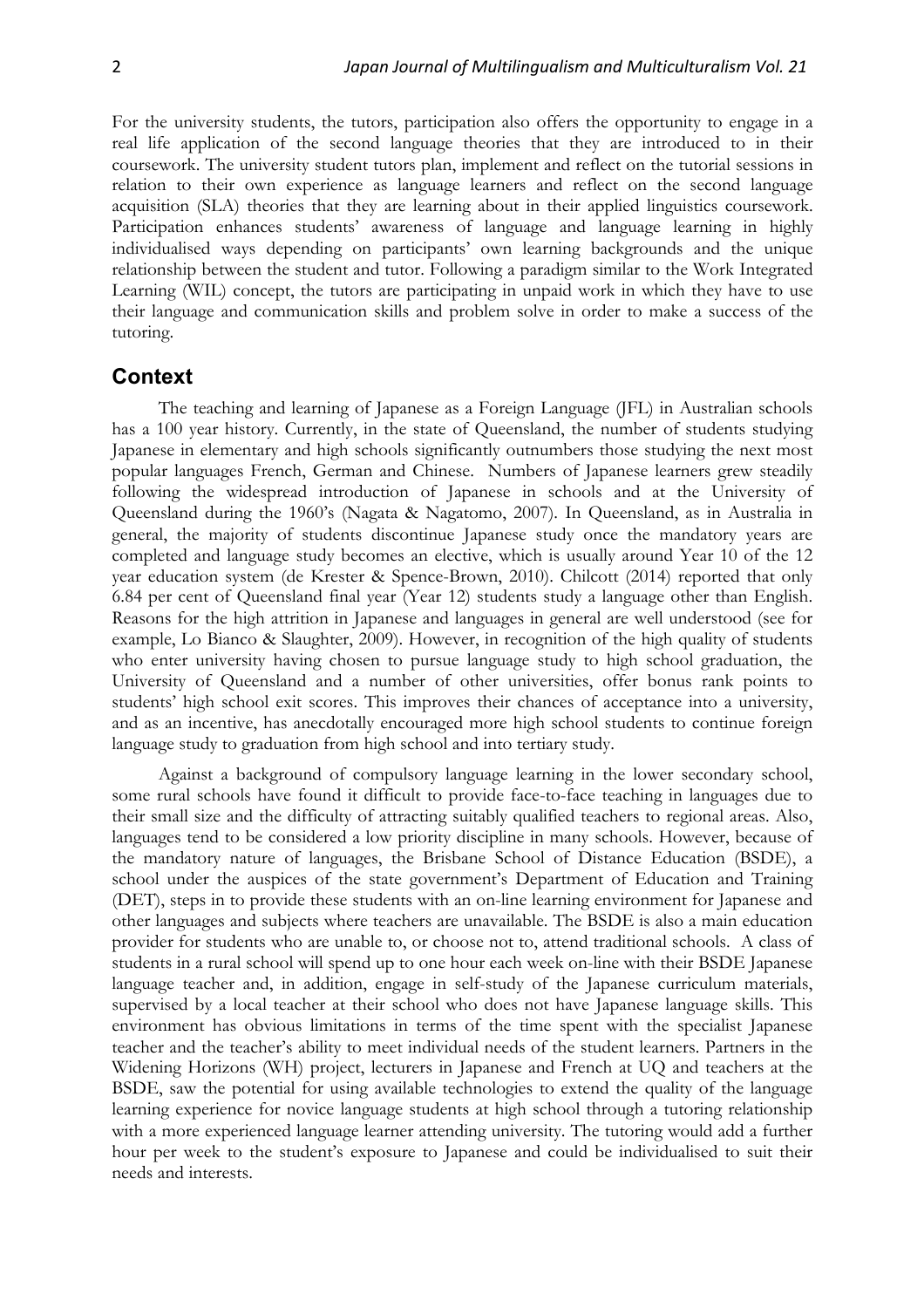For the university students, the tutors, participation also offers the opportunity to engage in a real life application of the second language theories that they are introduced to in their coursework. The university student tutors plan, implement and reflect on the tutorial sessions in relation to their own experience as language learners and reflect on the second language acquisition (SLA) theories that they are learning about in their applied linguistics coursework. Participation enhances students' awareness of language and language learning in highly individualised ways depending on participants' own learning backgrounds and the unique relationship between the student and tutor. Following a paradigm similar to the Work Integrated Learning (WIL) concept, the tutors are participating in unpaid work in which they have to use their language and communication skills and problem solve in order to make a success of the tutoring.

## Context

The teaching and learning of Japanese as a Foreign Language (JFL) in Australian schools has a 100 year history. Currently, in the state of Queensland, the number of students studying Japanese in elementary and high schools significantly outnumbers those studying the next most popular languages French, German and Chinese. Numbers of Japanese learners grew steadily following the widespread introduction of Japanese in schools and at the University of Queensland during the 1960's (Nagata & Nagatomo, 2007). In Queensland, as in Australia in general, the majority of students discontinue Japanese study once the mandatory years are completed and language study becomes an elective, which is usually around Year 10 of the 12 year education system (de Krester & Spence-Brown, 2010). Chilcott (2014) reported that only 6.84 per cent of Queensland final year (Year 12) students study a language other than English. Reasons for the high attrition in Japanese and languages in general are well understood (see for example, Lo Bianco & Slaughter, 2009). However, in recognition of the high quality of students who enter university having chosen to pursue language study to high school graduation, the University of Queensland and a number of other universities, offer bonus rank points to students' high school exit scores. This improves their chances of acceptance into a university, and as an incentive, has anecdotally encouraged more high school students to continue foreign language study to graduation from high school and into tertiary study.

Against a background of compulsory language learning in the lower secondary school, some rural schools have found it difficult to provide face-to-face teaching in languages due to their small size and the difficulty of attracting suitably qualified teachers to regional areas. Also, languages tend to be considered a low priority discipline in many schools. However, because of the mandatory nature of languages, the Brisbane School of Distance Education (BSDE), a school under the auspices of the state government's Department of Education and Training (DET), steps in to provide these students with an on-line learning environment for Japanese and other languages and subjects where teachers are unavailable. The BSDE is also a main education provider for students who are unable to, or choose not to, attend traditional schools. A class of students in a rural school will spend up to one hour each week on-line with their BSDE Japanese language teacher and, in addition, engage in self-study of the Japanese curriculum materials, supervised by a local teacher at their school who does not have Japanese language skills. This environment has obvious limitations in terms of the time spent with the specialist Japanese teacher and the teacher's ability to meet individual needs of the student learners. Partners in the Widening Horizons (WH) project, lecturers in Japanese and French at UQ and teachers at the BSDE, saw the potential for using available technologies to extend the quality of the language learning experience for novice language students at high school through a tutoring relationship with a more experienced language learner attending university. The tutoring would add a further hour per week to the student's exposure to Japanese and could be individualised to suit their needs and interests.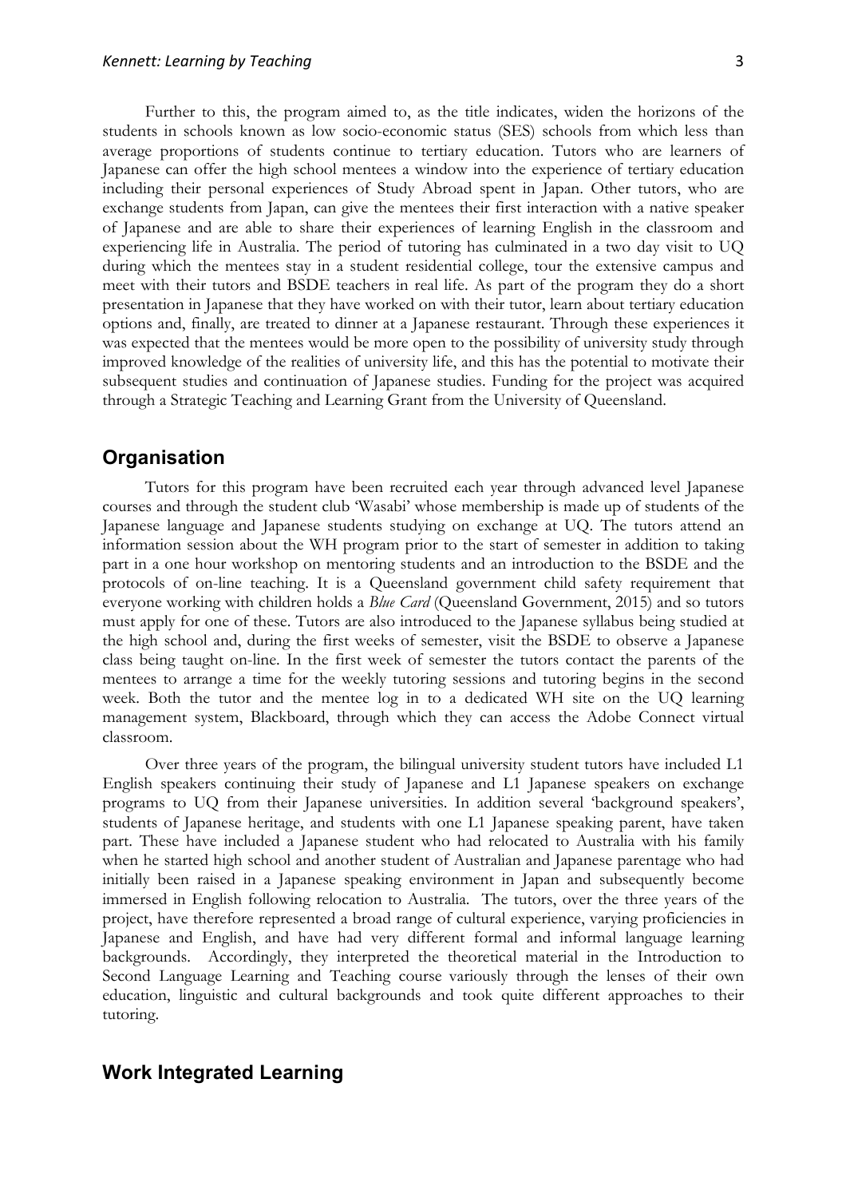Further to this, the program aimed to, as the title indicates, widen the horizons of the students in schools known as low socio-economic status (SES) schools from which less than average proportions of students continue to tertiary education. Tutors who are learners of Japanese can offer the high school mentees a window into the experience of tertiary education including their personal experiences of Study Abroad spent in Japan. Other tutors, who are exchange students from Japan, can give the mentees their first interaction with a native speaker of Japanese and are able to share their experiences of learning English in the classroom and experiencing life in Australia. The period of tutoring has culminated in a two day visit to UQ during which the mentees stay in a student residential college, tour the extensive campus and meet with their tutors and BSDE teachers in real life. As part of the program they do a short presentation in Japanese that they have worked on with their tutor, learn about tertiary education options and, finally, are treated to dinner at a Japanese restaurant. Through these experiences it was expected that the mentees would be more open to the possibility of university study through improved knowledge of the realities of university life, and this has the potential to motivate their subsequent studies and continuation of Japanese studies. Funding for the project was acquired through a Strategic Teaching and Learning Grant from the University of Queensland.

## Organisation

Tutors for this program have been recruited each year through advanced level Japanese courses and through the student club 'Wasabi' whose membership is made up of students of the Japanese language and Japanese students studying on exchange at UQ. The tutors attend an information session about the WH program prior to the start of semester in addition to taking part in a one hour workshop on mentoring students and an introduction to the BSDE and the protocols of on-line teaching. It is a Queensland government child safety requirement that everyone working with children holds a *Blue Card* (Queensland Government, 2015) and so tutors must apply for one of these. Tutors are also introduced to the Japanese syllabus being studied at the high school and, during the first weeks of semester, visit the BSDE to observe a Japanese class being taught on-line. In the first week of semester the tutors contact the parents of the mentees to arrange a time for the weekly tutoring sessions and tutoring begins in the second week. Both the tutor and the mentee log in to a dedicated WH site on the UQ learning management system, Blackboard, through which they can access the Adobe Connect virtual classroom.

Over three years of the program, the bilingual university student tutors have included L1 English speakers continuing their study of Japanese and L1 Japanese speakers on exchange programs to UQ from their Japanese universities. In addition several 'background speakers', students of Japanese heritage, and students with one L1 Japanese speaking parent, have taken part. These have included a Japanese student who had relocated to Australia with his family when he started high school and another student of Australian and Japanese parentage who had initially been raised in a Japanese speaking environment in Japan and subsequently become immersed in English following relocation to Australia. The tutors, over the three years of the project, have therefore represented a broad range of cultural experience, varying proficiencies in Japanese and English, and have had very different formal and informal language learning backgrounds. Accordingly, they interpreted the theoretical material in the Introduction to Second Language Learning and Teaching course variously through the lenses of their own education, linguistic and cultural backgrounds and took quite different approaches to their tutoring.

## Work Integrated Learning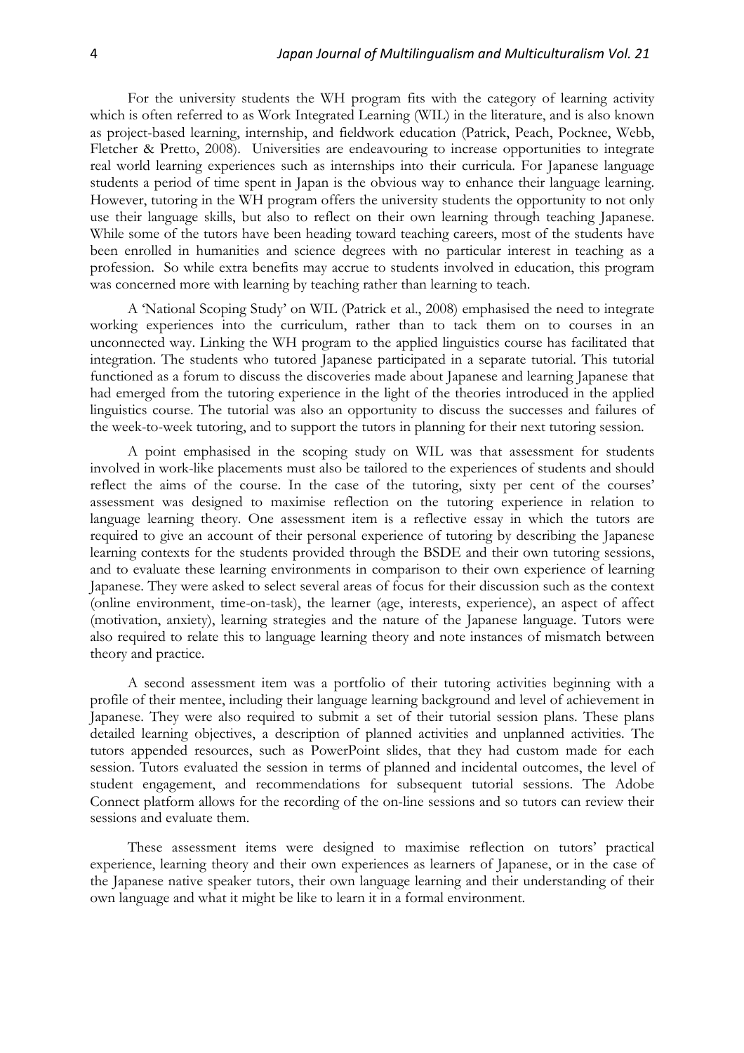For the university students the WH program fits with the category of learning activity which is often referred to as Work Integrated Learning (WIL) in the literature, and is also known as project-based learning, internship, and fieldwork education (Patrick, Peach, Pocknee, Webb, Fletcher & Pretto, 2008). Universities are endeavouring to increase opportunities to integrate real world learning experiences such as internships into their curricula. For Japanese language students a period of time spent in Japan is the obvious way to enhance their language learning. However, tutoring in the WH program offers the university students the opportunity to not only use their language skills, but also to reflect on their own learning through teaching Japanese. While some of the tutors have been heading toward teaching careers, most of the students have been enrolled in humanities and science degrees with no particular interest in teaching as a profession. So while extra benefits may accrue to students involved in education, this program was concerned more with learning by teaching rather than learning to teach.

A 'National Scoping Study' on WIL (Patrick et al., 2008) emphasised the need to integrate working experiences into the curriculum, rather than to tack them on to courses in an unconnected way. Linking the WH program to the applied linguistics course has facilitated that integration. The students who tutored Japanese participated in a separate tutorial. This tutorial functioned as a forum to discuss the discoveries made about Japanese and learning Japanese that had emerged from the tutoring experience in the light of the theories introduced in the applied linguistics course. The tutorial was also an opportunity to discuss the successes and failures of the week-to-week tutoring, and to support the tutors in planning for their next tutoring session.

A point emphasised in the scoping study on WIL was that assessment for students involved in work-like placements must also be tailored to the experiences of students and should reflect the aims of the course. In the case of the tutoring, sixty per cent of the courses' assessment was designed to maximise reflection on the tutoring experience in relation to language learning theory. One assessment item is a reflective essay in which the tutors are required to give an account of their personal experience of tutoring by describing the Japanese learning contexts for the students provided through the BSDE and their own tutoring sessions, and to evaluate these learning environments in comparison to their own experience of learning Japanese. They were asked to select several areas of focus for their discussion such as the context (online environment, time-on-task), the learner (age, interests, experience), an aspect of affect (motivation, anxiety), learning strategies and the nature of the Japanese language. Tutors were also required to relate this to language learning theory and note instances of mismatch between theory and practice.

A second assessment item was a portfolio of their tutoring activities beginning with a profile of their mentee, including their language learning background and level of achievement in Japanese. They were also required to submit a set of their tutorial session plans. These plans detailed learning objectives, a description of planned activities and unplanned activities. The tutors appended resources, such as PowerPoint slides, that they had custom made for each session. Tutors evaluated the session in terms of planned and incidental outcomes, the level of student engagement, and recommendations for subsequent tutorial sessions. The Adobe Connect platform allows for the recording of the on-line sessions and so tutors can review their sessions and evaluate them.

These assessment items were designed to maximise reflection on tutors' practical experience, learning theory and their own experiences as learners of Japanese, or in the case of the Japanese native speaker tutors, their own language learning and their understanding of their own language and what it might be like to learn it in a formal environment.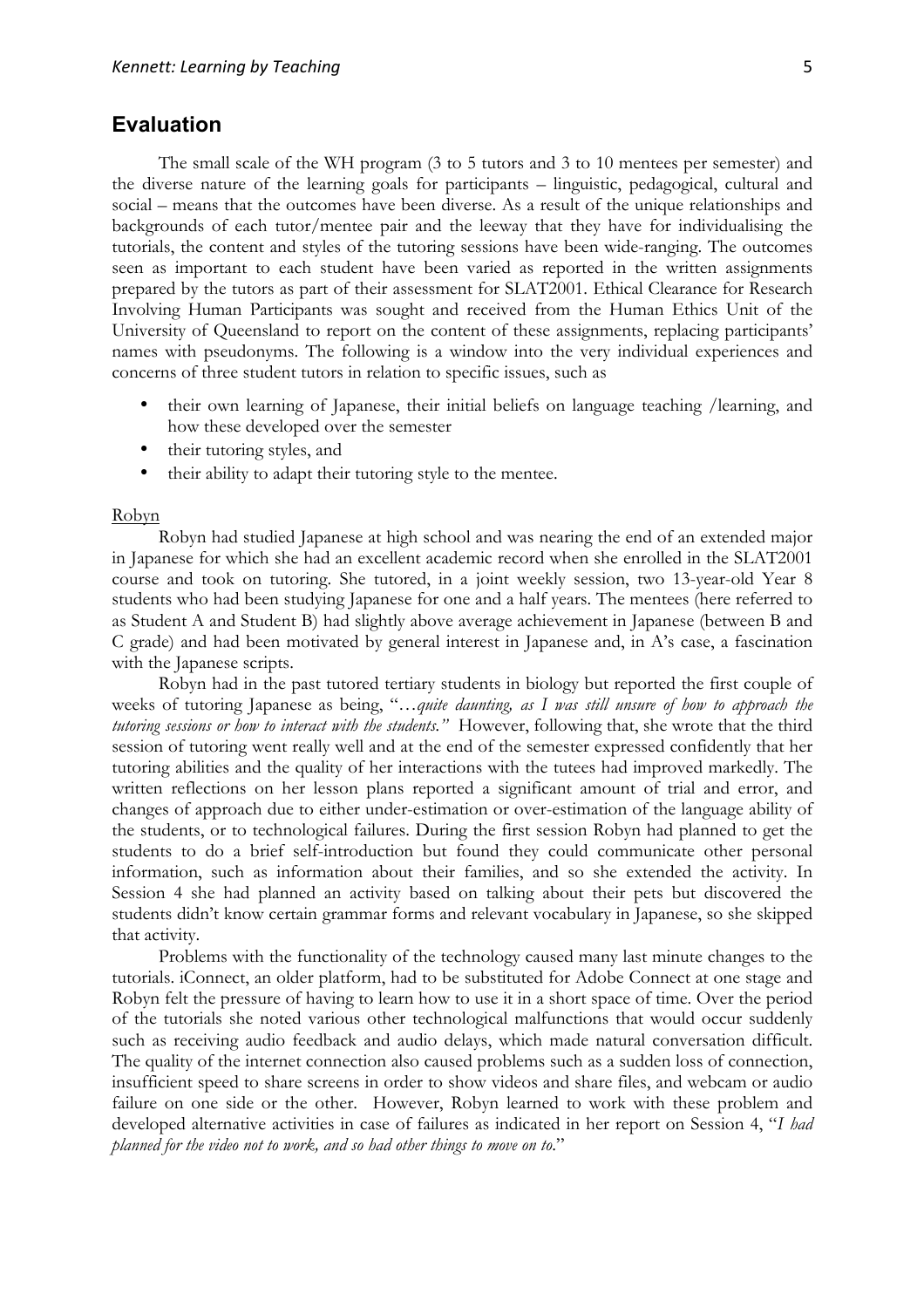## Evaluation

The small scale of the WH program (3 to 5 tutors and 3 to 10 mentees per semester) and the diverse nature of the learning goals for participants – linguistic, pedagogical, cultural and social – means that the outcomes have been diverse. As a result of the unique relationships and backgrounds of each tutor/mentee pair and the leeway that they have for individualising the tutorials, the content and styles of the tutoring sessions have been wide-ranging. The outcomes seen as important to each student have been varied as reported in the written assignments prepared by the tutors as part of their assessment for SLAT2001. Ethical Clearance for Research Involving Human Participants was sought and received from the Human Ethics Unit of the University of Queensland to report on the content of these assignments, replacing participants' names with pseudonyms. The following is a window into the very individual experiences and concerns of three student tutors in relation to specific issues, such as

- their own learning of Japanese, their initial beliefs on language teaching /learning, and how these developed over the semester
- their tutoring styles, and
- their ability to adapt their tutoring style to the mentee.

Robyn

Robyn had studied Japanese at high school and was nearing the end of an extended major in Japanese for which she had an excellent academic record when she enrolled in the SLAT2001 course and took on tutoring. She tutored, in a joint weekly session, two 13-year-old Year 8 students who had been studying Japanese for one and a half years. The mentees (here referred to as Student A and Student B) had slightly above average achievement in Japanese (between B and C grade) and had been motivated by general interest in Japanese and, in A's case, a fascination with the Japanese scripts.

Robyn had in the past tutored tertiary students in biology but reported the first couple of weeks of tutoring Japanese as being, "*…quite daunting, as I was still unsure of how to approach the tutoring sessions or how to interact with the students.*" However, following that, she wrote that the third session of tutoring went really well and at the end of the semester expressed confidently that her tutoring abilities and the quality of her interactions with the tutees had improved markedly. The written reflections on her lesson plans reported a significant amount of trial and error, and changes of approach due to either under-estimation or over-estimation of the language ability of the students, or to technological failures. During the first session Robyn had planned to get the students to do a brief self-introduction but found they could communicate other personal information, such as information about their families, and so she extended the activity. In Session 4 she had planned an activity based on talking about their pets but discovered the students didn't know certain grammar forms and relevant vocabulary in Japanese, so she skipped that activity.

Problems with the functionality of the technology caused many last minute changes to the tutorials. iConnect, an older platform, had to be substituted for Adobe Connect at one stage and Robyn felt the pressure of having to learn how to use it in a short space of time. Over the period of the tutorials she noted various other technological malfunctions that would occur suddenly such as receiving audio feedback and audio delays, which made natural conversation difficult. The quality of the internet connection also caused problems such as a sudden loss of connection, insufficient speed to share screens in order to show videos and share files, and webcam or audio failure on one side or the other. However, Robyn learned to work with these problem and developed alternative activities in case of failures as indicated in her report on Session 4, "*I had planned for the video not to work, and so had other things to move on to.*"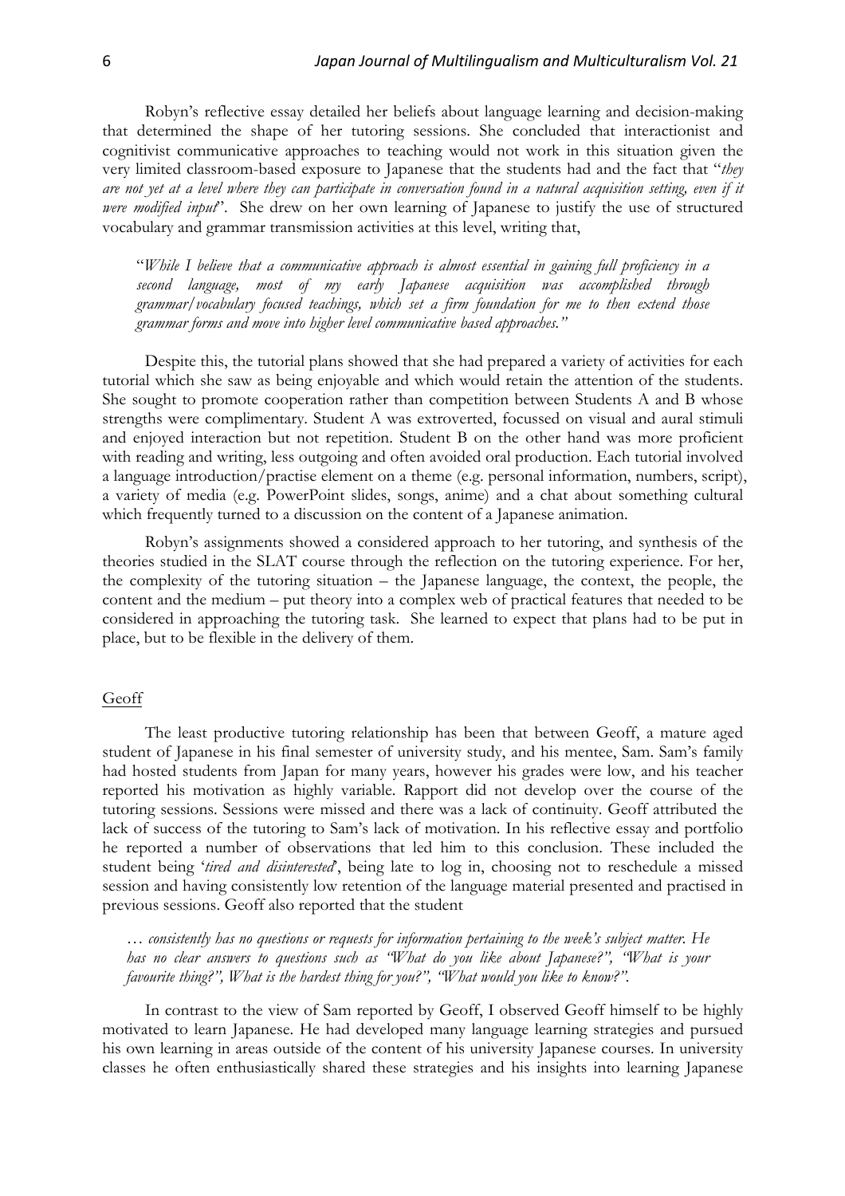Robyn's reflective essay detailed her beliefs about language learning and decision-making that determined the shape of her tutoring sessions. She concluded that interactionist and cognitivist communicative approaches to teaching would not work in this situation given the very limited classroom-based exposure to Japanese that the students had and the fact that "*they are not yet at a level where they can participate in conversation found in a natural acquisition setting, even if it were modified input*". She drew on her own learning of Japanese to justify the use of structured vocabulary and grammar transmission activities at this level, writing that,

> "*While I believe that a communicative approach is almost essential in gaining full proficiency in a second language, most of my early Japanese acquisition was accomplished through grammar/vocabulary focused teachings, which set a firm foundation for me to then extend those grammar forms and move into higher level communicative based approaches."*

Despite this, the tutorial plans showed that she had prepared a variety of activities for each tutorial which she saw as being enjoyable and which would retain the attention of the students. She sought to promote cooperation rather than competition between Students A and B whose strengths were complimentary. Student A was extroverted, focussed on visual and aural stimuli and enjoyed interaction but not repetition. Student B on the other hand was more proficient with reading and writing, less outgoing and often avoided oral production. Each tutorial involved a language introduction/practise element on a theme (e.g. personal information, numbers, script), a variety of media (e.g. PowerPoint slides, songs, anime) and a chat about something cultural which frequently turned to a discussion on the content of a Japanese animation.

Robyn's assignments showed a considered approach to her tutoring, and synthesis of the theories studied in the SLAT course through the reflection on the tutoring experience. For her, the complexity of the tutoring situation – the Japanese language, the context, the people, the content and the medium – put theory into a complex web of practical features that needed to be considered in approaching the tutoring task. She learned to expect that plans had to be put in place, but to be flexible in the delivery of them.

## Geoff

The least productive tutoring relationship has been that between Geoff, a mature aged student of Japanese in his final semester of university study, and his mentee, Sam. Sam's family had hosted students from Japan for many years, however his grades were low, and his teacher reported his motivation as highly variable. Rapport did not develop over the course of the tutoring sessions. Sessions were missed and there was a lack of continuity. Geoff attributed the lack of success of the tutoring to Sam's lack of motivation. In his reflective essay and portfolio he reported a number of observations that led him to this conclusion. These included the student being '*tired and disinterested*', being late to log in, choosing not to reschedule a missed session and having consistently low retention of the language material presented and practised in previous sessions. Geoff also reported that the student

> … *consistently has no questions or requests for information pertaining to the week's subject matter. He has no clear answers to questions such as "What do you like about Japanese?", "What is your favourite thing?", What is the hardest thing for you?", "What would you like to know?".*

In contrast to the view of Sam reported by Geoff, I observed Geoff himself to be highly motivated to learn Japanese. He had developed many language learning strategies and pursued his own learning in areas outside of the content of his university Japanese courses. In university classes he often enthusiastically shared these strategies and his insights into learning Japanese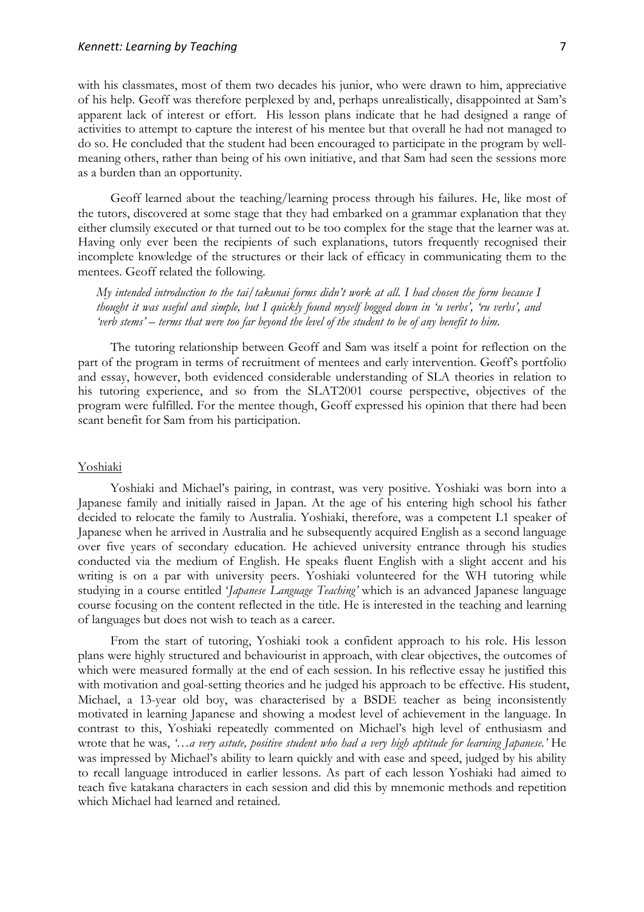with his classmates, most of them two decades his junior, who were drawn to him, appreciative of his help. Geoff was therefore perplexed by and, perhaps unrealistically, disappointed at Sam's apparent lack of interest or effort. His lesson plans indicate that he had designed a range of activities to attempt to capture the interest of his mentee but that overall he had not managed to do so. He concluded that the student had been encouraged to participate in the program by well-meaning others, rather than being of his own initiative, and that Sam had seen the sessions more as a burden than an opportunity.

Geoff learned about the teaching/learning process through his failures. He, like most of the tutors, discovered at some stage that they had embarked on a grammar explanation that they either clumsily executed or that turned out to be too complex for the stage that the learner was at. Having only ever been the recipients of such explanations, tutors frequently recognised their incomplete knowledge of the structures or their lack of efficacy in communicating them to the mentees. Geoff related the following.

> *My intended introduction to the tai/takunai forms didn't work at all. I had chosen the form because I thought it was useful and simple, but I quickly found myself bogged down in 'u verbs', 'ru verbs', and 'verb stems' – terms that were too far beyond the level of the student to be of any benefit to him.*

The tutoring relationship between Geoff and Sam was itself a point for reflection on the part of the program in terms of recruitment of mentees and early intervention. Geoff's portfolio and essay, however, both evidenced considerable understanding of SLA theories in relation to his tutoring experience, and so from the SLAT2001 course perspective, objectives of the program were fulfilled. For the mentee though, Geoff expressed his opinion that there had been scant benefit for Sam from his participation.

## Yoshiaki

Yoshiaki and Michael's pairing, in contrast, was very positive. Yoshiaki was born into a Japanese family and initially raised in Japan. At the age of his entering high school his father decided to relocate the family to Australia. Yoshiaki, therefore, was a competent L1 speaker of Japanese when he arrived in Australia and he subsequently acquired English as a second language over five years of secondary education. He achieved university entrance through his studies conducted via the medium of English. He speaks fluent English with a slight accent and his writing is on a par with university peers. Yoshiaki volunteered for the WH tutoring while studying in a course entitled '*Japanese Language Teaching'* which is an advanced Japanese language course focusing on the content reflected in the title. He is interested in the teaching and learning of languages but does not wish to teach as a career.

From the start of tutoring, Yoshiaki took a confident approach to his role. His lesson plans were highly structured and behaviourist in approach, with clear objectives, the outcomes of which were measured formally at the end of each session. In his reflective essay he justified this with motivation and goal-setting theories and he judged his approach to be effective. His student, Michael, a 13-year old boy, was characterised by a BSDE teacher as being inconsistently motivated in learning Japanese and showing a modest level of achievement in the language. In contrast to this, Yoshiaki repeatedly commented on Michael's high level of enthusiasm and wrote that he was, *'…a very astute, positive student who had a very high aptitude for learning Japanese.'* He was impressed by Michael's ability to learn quickly and with ease and speed, judged by his ability to recall language introduced in earlier lessons. As part of each lesson Yoshiaki had aimed to teach five katakana characters in each session and did this by mnemonic methods and repetition which Michael had learned and retained.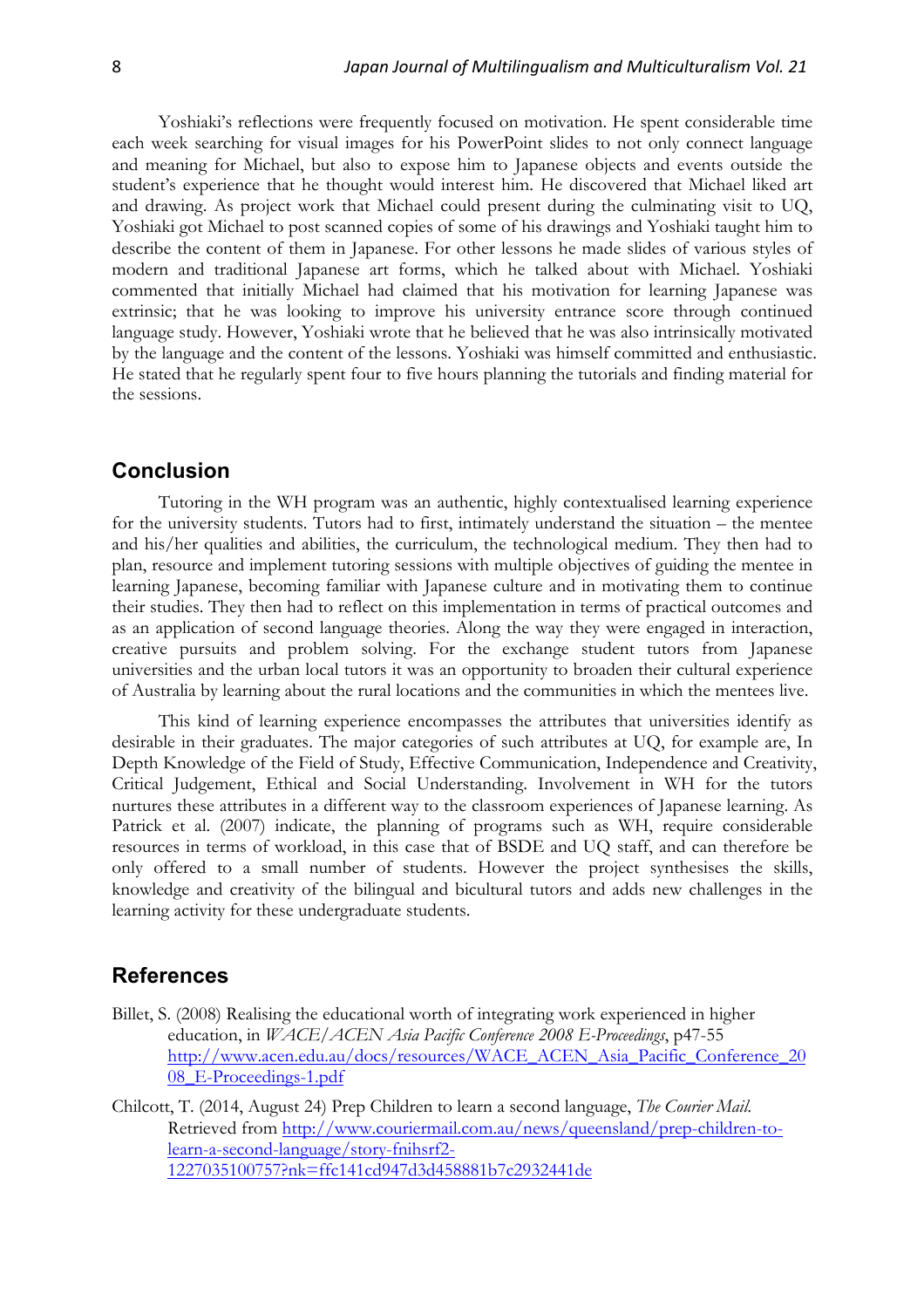Yoshiaki's reflections were frequently focused on motivation. He spent considerable time each week searching for visual images for his PowerPoint slides to not only connect language and meaning for Michael, but also to expose him to Japanese objects and events outside the student's experience that he thought would interest him. He discovered that Michael liked art and drawing. As project work that Michael could present during the culminating visit to UQ, Yoshiaki got Michael to post scanned copies of some of his drawings and Yoshiaki taught him to describe the content of them in Japanese. For other lessons he made slides of various styles of modern and traditional Japanese art forms, which he talked about with Michael. Yoshiaki commented that initially Michael had claimed that his motivation for learning Japanese was extrinsic; that he was looking to improve his university entrance score through continued language study. However, Yoshiaki wrote that he believed that he was also intrinsically motivated by the language and the content of the lessons. Yoshiaki was himself committed and enthusiastic. He stated that he regularly spent four to five hours planning the tutorials and finding material for the sessions.

## Conclusion

Tutoring in the WH program was an authentic, highly contextualised learning experience for the university students. Tutors had to first, intimately understand the situation – the mentee and his/her qualities and abilities, the curriculum, the technological medium. They then had to plan, resource and implement tutoring sessions with multiple objectives of guiding the mentee in learning Japanese, becoming familiar with Japanese culture and in motivating them to continue their studies. They then had to reflect on this implementation in terms of practical outcomes and as an application of second language theories. Along the way they were engaged in interaction, creative pursuits and problem solving. For the exchange student tutors from Japanese universities and the urban local tutors it was an opportunity to broaden their cultural experience of Australia by learning about the rural locations and the communities in which the mentees live.

This kind of learning experience encompasses the attributes that universities identify as desirable in their graduates. The major categories of such attributes at UQ, for example are, In Depth Knowledge of the Field of Study, Effective Communication, Independence and Creativity, Critical Judgement, Ethical and Social Understanding. Involvement in WH for the tutors nurtures these attributes in a different way to the classroom experiences of Japanese learning. As Patrick et al. (2007) indicate, the planning of programs such as WH, require considerable resources in terms of workload, in this case that of BSDE and UQ staff, and can therefore be only offered to a small number of students. However the project synthesises the skills, knowledge and creativity of the bilingual and bicultural tutors and adds new challenges in the learning activity for these undergraduate students.

## References

Billet, S. (2008) Realising the educational worth of integrating work experienced in higher education, in *WACE/ACEN Asia Pacific Conference 2008 E-Proceedings*, p47-55 http://www.acen.edu.au/docs/resources/WACE_ACEN_Asia_Pacific_Conference_2008_E-Proceedings-1.pdf

Chilcott, T. (2014, August 24) Prep Children to learn a second language, *The Courier Mail.* Retrieved from http://www.couriermail.com.au/news/queensland/prep-children-to-learn-a-second-language/story-fnihsrf2-1227035100757?nk=ffc141cd947d3d458881b7c2932441de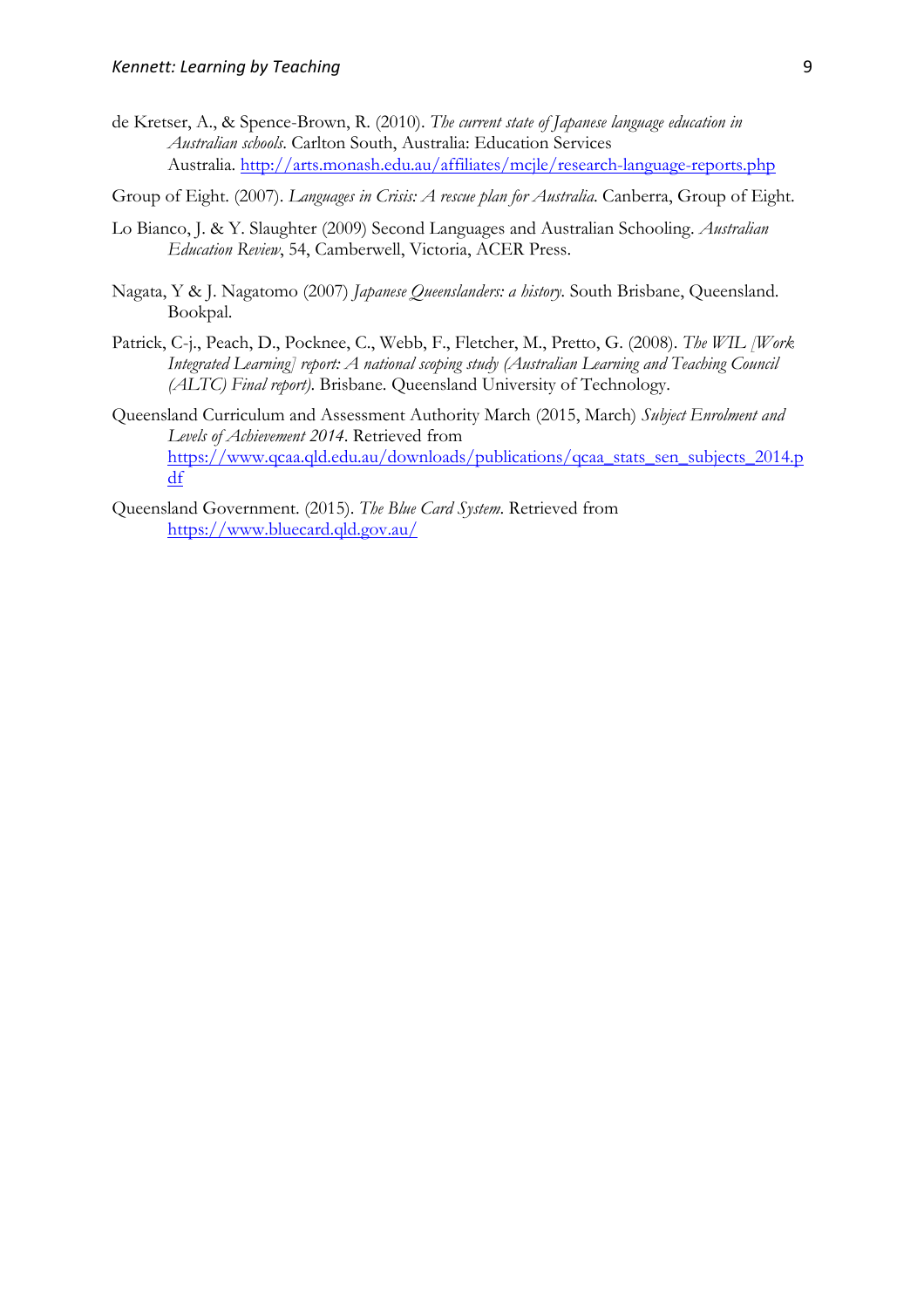de Kretser, A., & Spence-Brown, R. (2010). *The current state of Japanese language education in Australian schools*. Carlton South, Australia: Education Services Australia. http://arts.monash.edu.au/affiliates/mcjle/research-language-reports.php

Group of Eight. (2007). *Languages in Crisis: A rescue plan for Australia*. Canberra, Group of Eight.

Lo Bianco, J. & Y. Slaughter (2009) Second Languages and Australian Schooling. *Australian Education Review*, 54, Camberwell, Victoria, ACER Press.

Nagata, Y & J. Nagatomo (2007) *Japanese Queenslanders: a history*. South Brisbane, Queensland. Bookpal.

Patrick, C-j., Peach, D., Pocknee, C., Webb, F., Fletcher, M., Pretto, G. (2008). *The WIL [Work Integrated Learning] report: A national scoping study (Australian Learning and Teaching Council (ALTC) Final report)*. Brisbane. Queensland University of Technology.

Queensland Curriculum and Assessment Authority March (2015, March) *Subject Enrolment and Levels of Achievement 2014*. Retrieved from https://www.qcaa.qld.edu.au/downloads/publications/qcaa_stats_sen_subjects_2014.pdf

Queensland Government. (2015). *The Blue Card System*. Retrieved from https://www.bluecard.qld.gov.au/